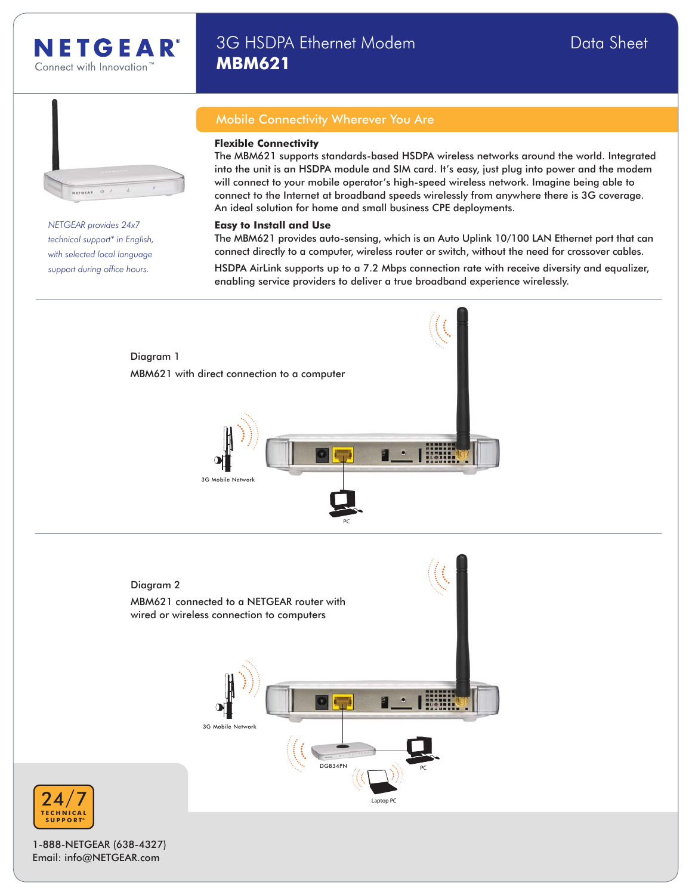# 3G HSDPA Ethernet Modem MBM621

Data Sheet

NETGEAR Connect with Innovation™

## Mobile Connectivity Wherever You Are

*NETGEAR provides 24x7 technical support* in English, with selected local language support during office hours.*

### Flexible Connectivity

The MBM621 supports standards-based HSDPA wireless networks around the world. Integrated into the unit is an HSDPA module and SIM card. It's easy, just plug into power and the modem will connect to your mobile operator's high-speed wireless network. Imagine being able to connect to the Internet at broadband speeds wirelessly from anywhere there is 3G coverage. An ideal solution for home and small business CPE deployments.

### Easy to Install and Use

The MBM621 provides auto-sensing, which is an Auto Uplink 10/100 LAN Ethernet port that can connect directly to a computer, wireless router or switch, without the need for crossover cables.

HSDPA AirLink supports up to a 7.2 Mbps connection rate with receive diversity and equalizer, enabling service providers to deliver a true broadband experience wirelessly.

Diagram 1

MBM621 with direct connection to a computer

3G Mobile Network

PC

Diagram 2

MBM621 connected to a NETGEAR router with wired or wireless connection to computers

3G Mobile Network

DG834PN

PC

Laptop PC

24/7 TECHNICAL SUPPORT*

1-888-NETGEAR (638-4327)
Email: info@NETGEAR.com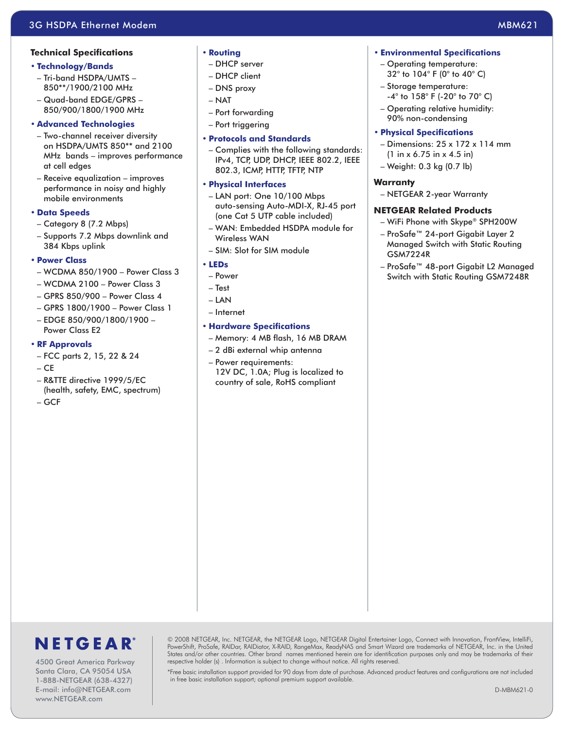## Technical Specifications

- **Technology/Bands**
  - Tri-band HSDPA/UMTS – 850**/1900/2100 MHz
  - Quad-band EDGE/GPRS – 850/900/1800/1900 MHz
- **Advanced Technologies**
  - Two-channel receiver diversity on HSDPA/UMTS 850** and 2100 MHz bands – improves performance at cell edges
  - Receive equalization – improves performance in noisy and highly mobile environments
- **Data Speeds**
  - Category 8 (7.2 Mbps)
  - Supports 7.2 Mbps downlink and 384 Kbps uplink
- **Power Class**
  - WCDMA 850/1900 – Power Class 3
  - WCDMA 2100 – Power Class 3
  - GPRS 850/900 – Power Class 4
  - GPRS 1800/1900 – Power Class 1
  - EDGE 850/900/1800/1900 – Power Class E2
- **RF Approvals**
  - FCC parts 2, 15, 22 & 24
  - CE
  - R&TTE directive 1999/5/EC (health, safety, EMC, spectrum)
  - GCF
- **Routing**
  - DHCP server
  - DHCP client
  - DNS proxy
  - NAT
  - Port forwarding
  - Port triggering
- **Protocols and Standards**
  - Complies with the following standards: IPv4, TCP, UDP, DHCP, IEEE 802.2, IEEE 802.3, ICMP, HTTP, TFTP, NTP
- **Physical Interfaces**
  - LAN port: One 10/100 Mbps auto-sensing Auto-MDI-X, RJ-45 port (one Cat 5 UTP cable included)
  - WAN: Embedded HSDPA module for Wireless WAN
  - SIM: Slot for SIM module
- **LEDs**
  - Power
  - Test
  - LAN
  - Internet
- **Hardware Specifications**
  - Memory: 4 MB flash, 16 MB DRAM
  - 2 dBi external whip antenna
  - Power requirements: 12V DC, 1.0A; Plug is localized to country of sale, RoHS compliant
- **Environmental Specifications**
  - Operating temperature: 32° to 104° F (0° to 40° C)
  - Storage temperature: -4° to 158° F (-20° to 70° C)
  - Operating relative humidity: 90% non-condensing
- **Physical Specifications**
  - Dimensions: 25 x 172 x 114 mm (1 in x 6.75 in x 4.5 in)
  - Weight: 0.3 kg (0.7 lb)

### Warranty

- NETGEAR 2-year Warranty

### NETGEAR Related Products

- WiFi Phone with Skype® SPH200W
- ProSafe™ 24-port Gigabit Layer 2 Managed Switch with Static Routing GSM7224R
- ProSafe™ 48-port Gigabit L2 Managed Switch with Static Routing GSM7248R

---

**NETGEAR®**

4500 Great America Parkway
Santa Clara, CA 95054 USA
1-888-NETGEAR (638-4327)
E-mail: info@NETGEAR.com
www.NETGEAR.com

© 2008 NETGEAR, Inc. NETGEAR, the NETGEAR Logo, NETGEAR Digital Entertainer Logo, Connect with Innovation, FrontView, IntelliFi, PowerShift, ProSafe, RAIDar, RAIDiator, X-RAID, RangeMax, ReadyNAS and Smart Wizard are trademarks of NETGEAR, Inc. in the United States and/or other countries. Other brand names mentioned herein are for identification purposes only and may be trademarks of their respective holder (s) . Information is subject to change without notice. All rights reserved.

*Free basic installation support provided for 90 days from date of purchase. Advanced product features and configurations are not included in free basic installation support; optional premium support available.

D-MBM621-0